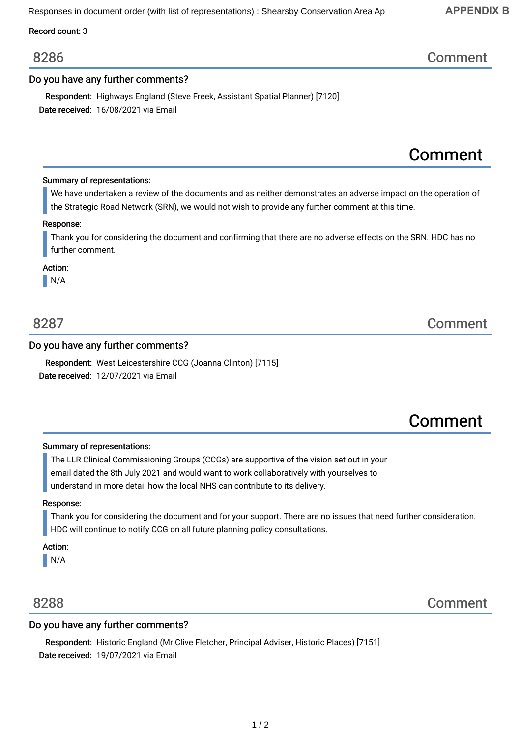APPENDIX B

Record count: 3

## 8286 — Comment

### Do you have any further comments?

**Respondent:** Highways England (Steve Freek, Assistant Spatial Planner) [7120]
**Date received:** 16/08/2021 via Email

### Comment

**Summary of representations:**

We have undertaken a review of the documents and as neither demonstrates an adverse impact on the operation of the Strategic Road Network (SRN), we would not wish to provide any further comment at this time.

**Response:**

Thank you for considering the document and confirming that there are no adverse effects on the SRN. HDC has no further comment.

**Action:**

N/A

## 8287 — Comment

### Do you have any further comments?

**Respondent:** West Leicestershire CCG (Joanna Clinton) [7115]
**Date received:** 12/07/2021 via Email

### Comment

**Summary of representations:**

The LLR Clinical Commissioning Groups (CCGs) are supportive of the vision set out in your email dated the 8th July 2021 and would want to work collaboratively with yourselves to understand in more detail how the local NHS can contribute to its delivery.

**Response:**

Thank you for considering the document and for your support. There are no issues that need further consideration. HDC will continue to notify CCG on all future planning policy consultations.

**Action:**

N/A

## 8288 — Comment

### Do you have any further comments?

**Respondent:** Historic England (Mr Clive Fletcher, Principal Adviser, Historic Places) [7151]
**Date received:** 19/07/2021 via Email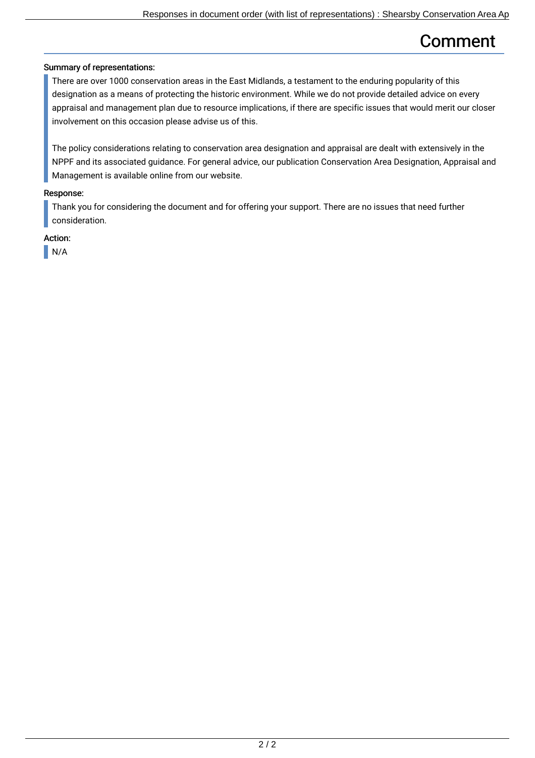# Comment

**Summary of representations:**

There are over 1000 conservation areas in the East Midlands, a testament to the enduring popularity of this designation as a means of protecting the historic environment. While we do not provide detailed advice on every appraisal and management plan due to resource implications, if there are specific issues that would merit our closer involvement on this occasion please advise us of this.

The policy considerations relating to conservation area designation and appraisal are dealt with extensively in the NPPF and its associated guidance. For general advice, our publication Conservation Area Designation, Appraisal and Management is available online from our website.

**Response:**

Thank you for considering the document and for offering your support. There are no issues that need further consideration.

**Action:**

N/A